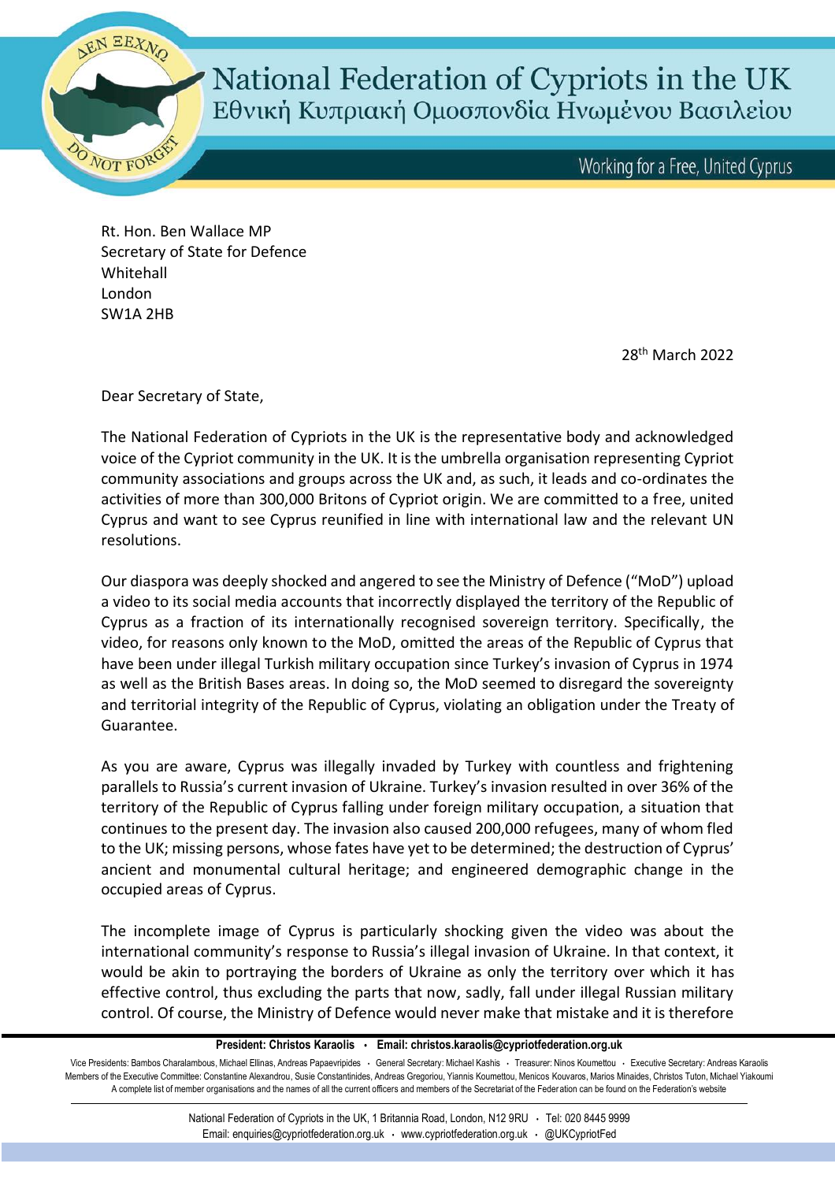# National Federation of Cypriots in the UK

Εθνική Κυπριακή Ομοσπονδία Ηνωμένου Βασιλείου

Working for a Free, United Cyprus

Rt. Hon. Ben Wallace MP
Secretary of State for Defence
Whitehall
London
SW1A 2HB

28th March 2022

Dear Secretary of State,

The National Federation of Cypriots in the UK is the representative body and acknowledged voice of the Cypriot community in the UK. It is the umbrella organisation representing Cypriot community associations and groups across the UK and, as such, it leads and co-ordinates the activities of more than 300,000 Britons of Cypriot origin. We are committed to a free, united Cyprus and want to see Cyprus reunified in line with international law and the relevant UN resolutions.

Our diaspora was deeply shocked and angered to see the Ministry of Defence ("MoD") upload a video to its social media accounts that incorrectly displayed the territory of the Republic of Cyprus as a fraction of its internationally recognised sovereign territory. Specifically, the video, for reasons only known to the MoD, omitted the areas of the Republic of Cyprus that have been under illegal Turkish military occupation since Turkey's invasion of Cyprus in 1974 as well as the British Bases areas. In doing so, the MoD seemed to disregard the sovereignty and territorial integrity of the Republic of Cyprus, violating an obligation under the Treaty of Guarantee.

As you are aware, Cyprus was illegally invaded by Turkey with countless and frightening parallels to Russia's current invasion of Ukraine. Turkey's invasion resulted in over 36% of the territory of the Republic of Cyprus falling under foreign military occupation, a situation that continues to the present day. The invasion also caused 200,000 refugees, many of whom fled to the UK; missing persons, whose fates have yet to be determined; the destruction of Cyprus' ancient and monumental cultural heritage; and engineered demographic change in the occupied areas of Cyprus.

The incomplete image of Cyprus is particularly shocking given the video was about the international community's response to Russia's illegal invasion of Ukraine. In that context, it would be akin to portraying the borders of Ukraine as only the territory over which it has effective control, thus excluding the parts that now, sadly, fall under illegal Russian military control. Of course, the Ministry of Defence would never make that mistake and it is therefore

**President: Christos Karaolis • Email: christos.karaolis@cypriotfederation.org.uk**

Vice Presidents: Bambos Charalambous, Michael Ellinas, Andreas Papaevripides • General Secretary: Michael Kashis • Treasurer: Ninos Koumettou • Executive Secretary: Andreas Karaolis
Members of the Executive Committee: Constantine Alexandrou, Susie Constantinides, Andreas Gregoriou, Yiannis Koumettou, Menicos Kouvaros, Marios Minaides, Christos Tuton, Michael Yiakoumi
A complete list of member organisations and the names of all the current officers and members of the Secretariat of the Federation can be found on the Federation's website

National Federation of Cypriots in the UK, 1 Britannia Road, London, N12 9RU • Tel: 020 8445 9999
Email: enquiries@cypriotfederation.org.uk • www.cypriotfederation.org.uk • @UKCypriotFed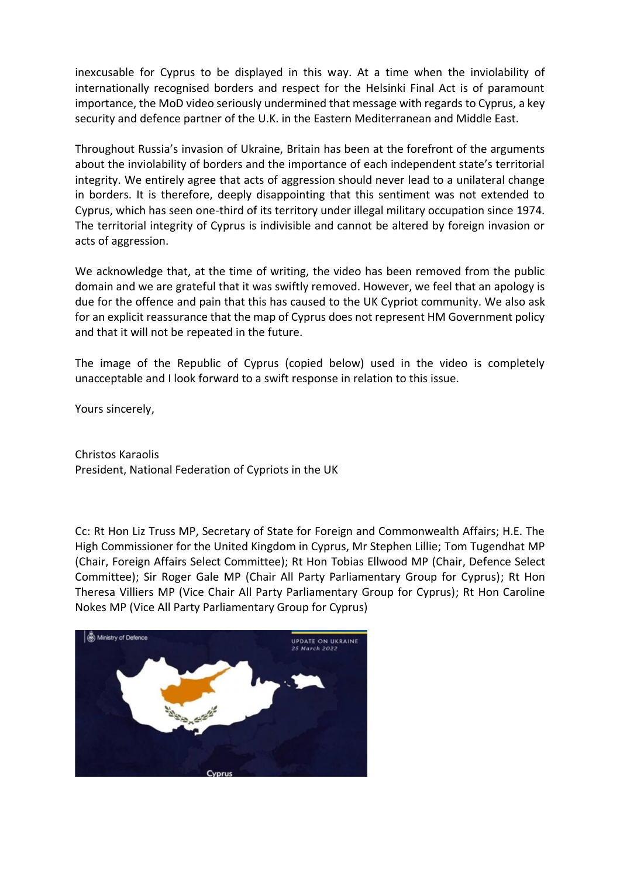inexcusable for Cyprus to be displayed in this way. At a time when the inviolability of internationally recognised borders and respect for the Helsinki Final Act is of paramount importance, the MoD video seriously undermined that message with regards to Cyprus, a key security and defence partner of the U.K. in the Eastern Mediterranean and Middle East.

Throughout Russia's invasion of Ukraine, Britain has been at the forefront of the arguments about the inviolability of borders and the importance of each independent state's territorial integrity. We entirely agree that acts of aggression should never lead to a unilateral change in borders. It is therefore, deeply disappointing that this sentiment was not extended to Cyprus, which has seen one-third of its territory under illegal military occupation since 1974. The territorial integrity of Cyprus is indivisible and cannot be altered by foreign invasion or acts of aggression.

We acknowledge that, at the time of writing, the video has been removed from the public domain and we are grateful that it was swiftly removed. However, we feel that an apology is due for the offence and pain that this has caused to the UK Cypriot community. We also ask for an explicit reassurance that the map of Cyprus does not represent HM Government policy and that it will not be repeated in the future.

The image of the Republic of Cyprus (copied below) used in the video is completely unacceptable and I look forward to a swift response in relation to this issue.

Yours sincerely,

Christos Karaolis
President, National Federation of Cypriots in the UK

Cc: Rt Hon Liz Truss MP, Secretary of State for Foreign and Commonwealth Affairs; H.E. The High Commissioner for the United Kingdom in Cyprus, Mr Stephen Lillie; Tom Tugendhat MP (Chair, Foreign Affairs Select Committee); Rt Hon Tobias Ellwood MP (Chair, Defence Select Committee); Sir Roger Gale MP (Chair All Party Parliamentary Group for Cyprus); Rt Hon Theresa Villiers MP (Vice Chair All Party Parliamentary Group for Cyprus); Rt Hon Caroline Nokes MP (Vice All Party Parliamentary Group for Cyprus)

Ministry of Defence

UPDATE ON UKRAINE
25 March 2022

Cyprus